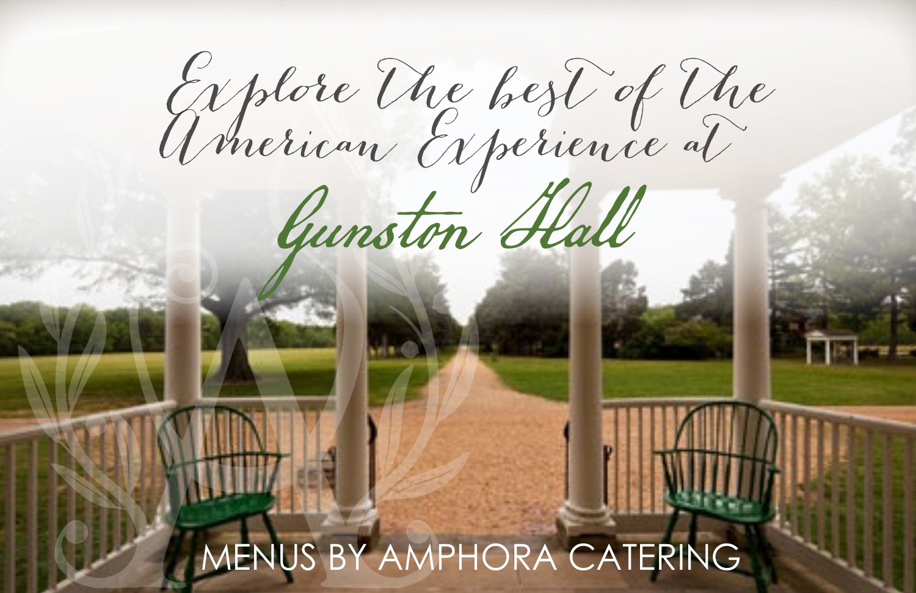# Explore the best of the American Experience at

# Gunston Hall

MENUS BY AMPHORA CATERING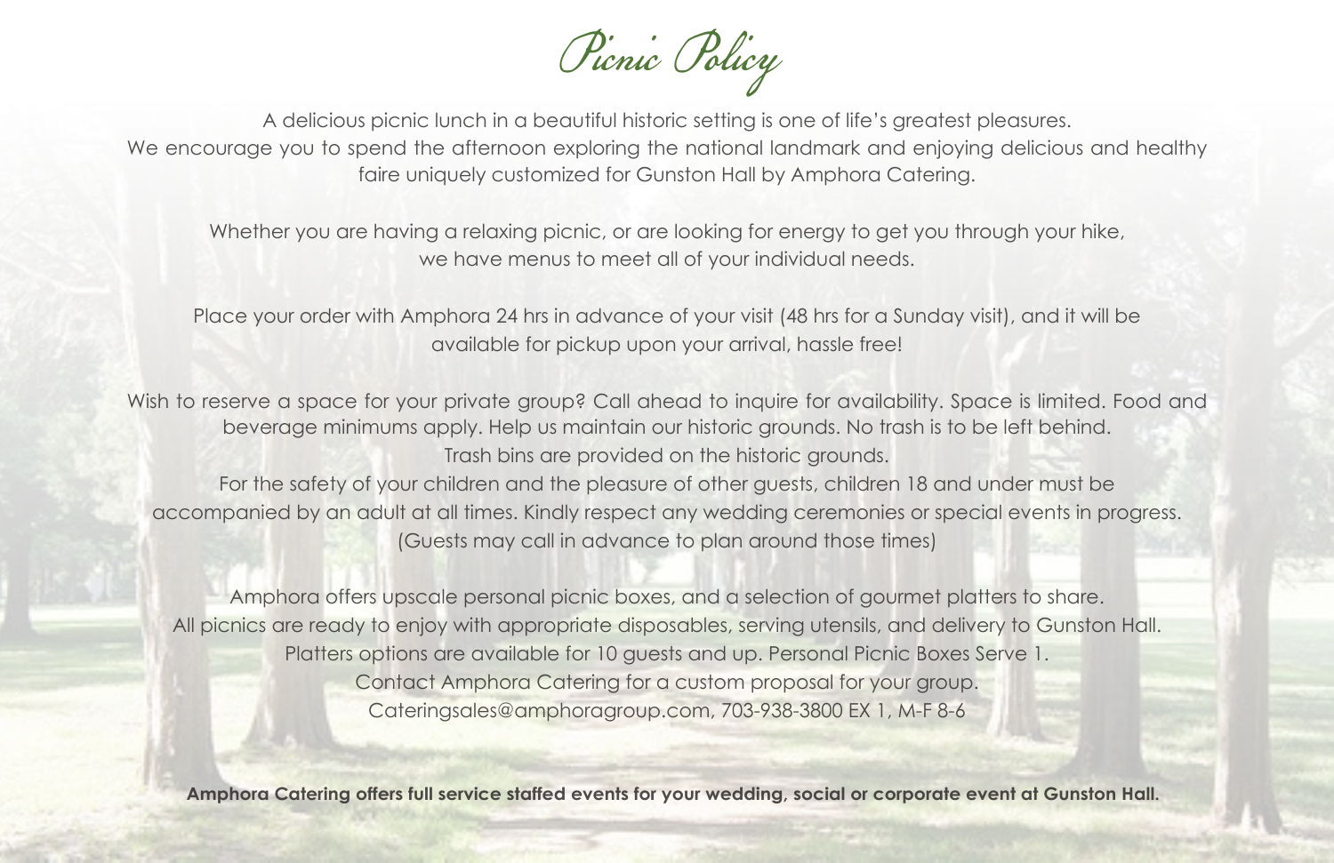# Picnic Policy

A delicious picnic lunch in a beautiful historic setting is one of life's greatest pleasures.
We encourage you to spend the afternoon exploring the national landmark and enjoying delicious and healthy faire uniquely customized for Gunston Hall by Amphora Catering.

Whether you are having a relaxing picnic, or are looking for energy to get you through your hike, we have menus to meet all of your individual needs.

Place your order with Amphora 24 hrs in advance of your visit (48 hrs for a Sunday visit), and it will be available for pickup upon your arrival, hassle free!

Wish to reserve a space for your private group? Call ahead to inquire for availability. Space is limited. Food and beverage minimums apply. Help us maintain our historic grounds. No trash is to be left behind.
Trash bins are provided on the historic grounds.
For the safety of your children and the pleasure of other guests, children 18 and under must be accompanied by an adult at all times. Kindly respect any wedding ceremonies or special events in progress.
(Guests may call in advance to plan around those times)

Amphora offers upscale personal picnic boxes, and a selection of gourmet platters to share.
All picnics are ready to enjoy with appropriate disposables, serving utensils, and delivery to Gunston Hall.
Platters options are available for 10 guests and up. Personal Picnic Boxes Serve 1.
Contact Amphora Catering for a custom proposal for your group.
Cateringsales@amphoragroup.com, 703-938-3800 EX 1, M-F 8-6

**Amphora Catering offers full service staffed events for your wedding, social or corporate event at Gunston Hall.**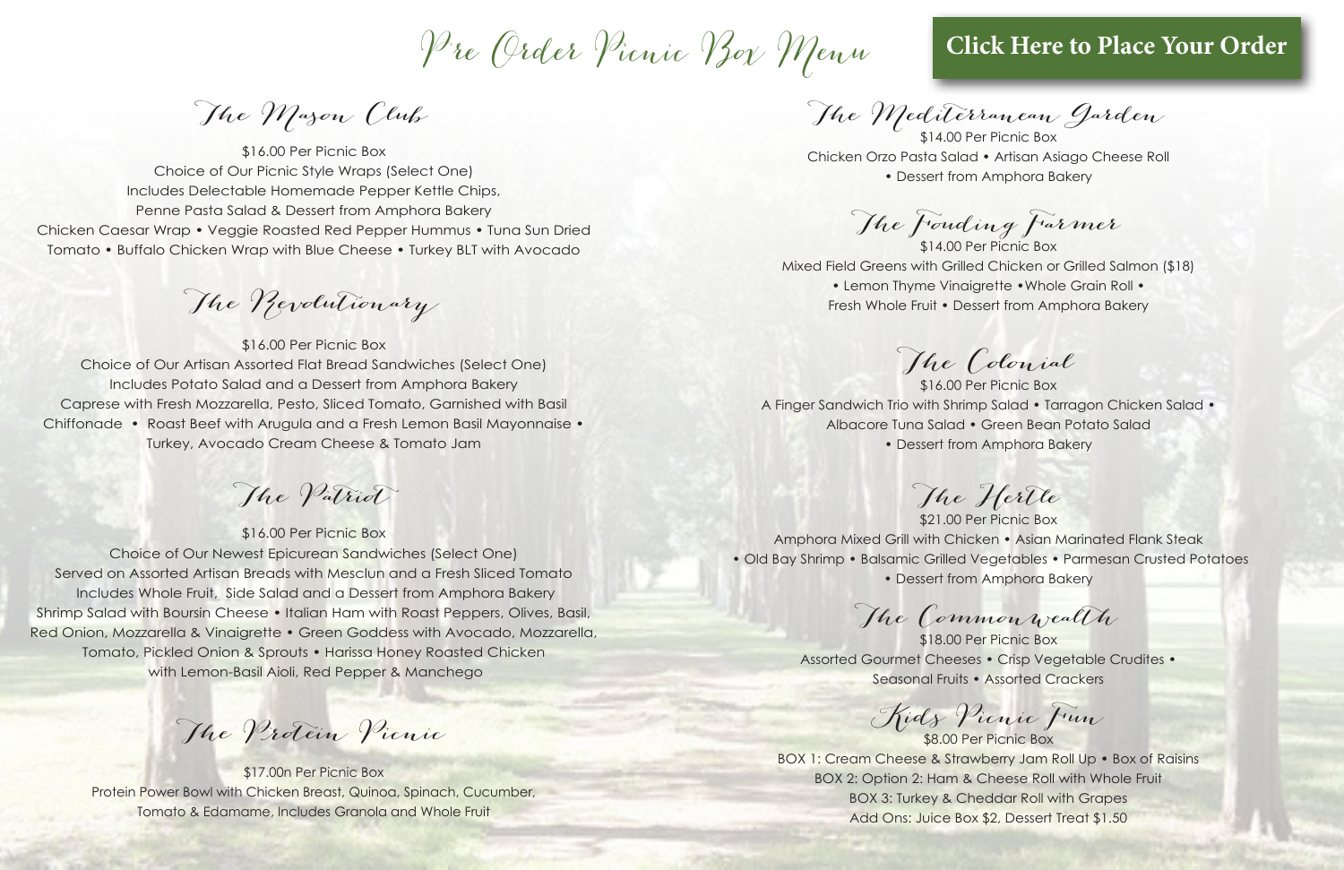# Pre Order Picnic Box Menu

**Click Here to Place Your Order**

## The Mason Club

$16.00 Per Picnic Box
Choice of Our Picnic Style Wraps (Select One)
Includes Delectable Homemade Pepper Kettle Chips,
Penne Pasta Salad & Dessert from Amphora Bakery
Chicken Caesar Wrap • Veggie Roasted Red Pepper Hummus • Tuna Sun Dried Tomato • Buffalo Chicken Wrap with Blue Cheese • Turkey BLT with Avocado

## The Revolutionary

$16.00 Per Picnic Box
Choice of Our Artisan Assorted Flat Bread Sandwiches (Select One)
Includes Potato Salad and a Dessert from Amphora Bakery
Caprese with Fresh Mozzarella, Pesto, Sliced Tomato, Garnished with Basil Chiffonade • Roast Beef with Arugula and a Fresh Lemon Basil Mayonnaise • Turkey, Avocado Cream Cheese & Tomato Jam

## The Patriot

$16.00 Per Picnic Box
Choice of Our Newest Epicurean Sandwiches (Select One)
Served on Assorted Artisan Breads with Mesclun and a Fresh Sliced Tomato
Includes Whole Fruit, Side Salad and a Dessert from Amphora Bakery
Shrimp Salad with Boursin Cheese • Italian Ham with Roast Peppers, Olives, Basil, Red Onion, Mozzarella & Vinaigrette • Green Goddess with Avocado, Mozzarella, Tomato, Pickled Onion & Sprouts • Harissa Honey Roasted Chicken with Lemon-Basil Aioli, Red Pepper & Manchego

## The Protein Picnic

$17.00n Per Picnic Box
Protein Power Bowl with Chicken Breast, Quinoa, Spinach, Cucumber, Tomato & Edamame, Includes Granola and Whole Fruit

## The Mediterranean Garden

$14.00 Per Picnic Box
Chicken Orzo Pasta Salad • Artisan Asiago Cheese Roll
• Dessert from Amphora Bakery

## The Founding Farmer

$14.00 Per Picnic Box
Mixed Field Greens with Grilled Chicken or Grilled Salmon ($18)
• Lemon Thyme Vinaigrette •Whole Grain Roll •
Fresh Whole Fruit • Dessert from Amphora Bakery

## The Colonial

$16.00 Per Picnic Box
A Finger Sandwich Trio with Shrimp Salad • Tarragon Chicken Salad •
Albacore Tuna Salad • Green Bean Potato Salad
• Dessert from Amphora Bakery

## The Hertle

$21.00 Per Picnic Box
Amphora Mixed Grill with Chicken • Asian Marinated Flank Steak
• Old Bay Shrimp • Balsamic Grilled Vegetables • Parmesan Crusted Potatoes
• Dessert from Amphora Bakery

## The Commonwealth

$18.00 Per Picnic Box
Assorted Gourmet Cheeses • Crisp Vegetable Crudites •
Seasonal Fruits • Assorted Crackers

## Kids Picnic Fun

$8.00 Per Picnic Box
BOX 1: Cream Cheese & Strawberry Jam Roll Up • Box of Raisins
BOX 2: Option 2: Ham & Cheese Roll with Whole Fruit
BOX 3: Turkey & Cheddar Roll with Grapes
Add Ons: Juice Box $2, Dessert Treat $1.50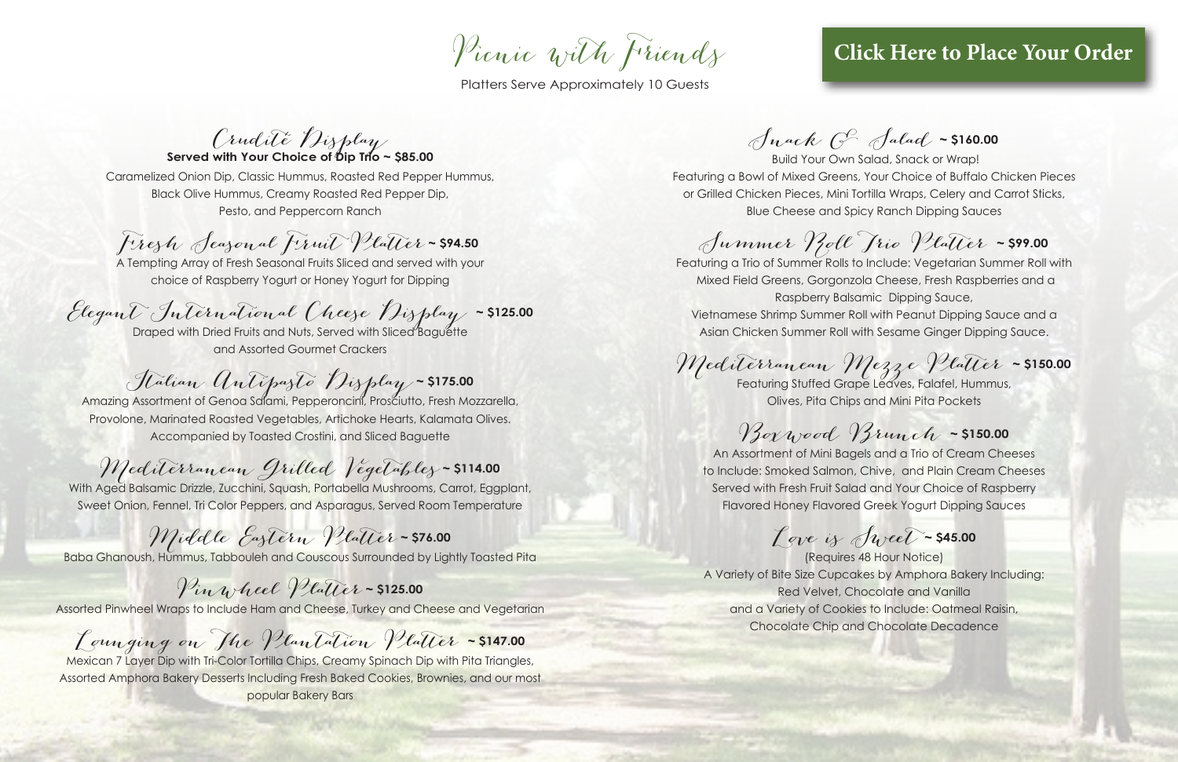# Picnic with Friends

Platters Serve Approximately 10 Guests

**Click Here to Place Your Order**

## Crudité Display

**Served with Your Choice of Dip Trio ~ $85.00**

Caramelized Onion Dip, Classic Hummus, Roasted Red Pepper Hummus, Black Olive Hummus, Creamy Roasted Red Pepper Dip, Pesto, and Peppercorn Ranch

## Fresh Seasonal Fruit Platter ~ $94.50

A Tempting Array of Fresh Seasonal Fruits Sliced and served with your choice of Raspberry Yogurt or Honey Yogurt for Dipping

## Elegant International Cheese Display ~ $125.00

Draped with Dried Fruits and Nuts, Served with Sliced Baguette and Assorted Gourmet Crackers

## Italian Antipasto Display ~ $175.00

Amazing Assortment of Genoa Salami, Pepperoncini, Prosciutto, Fresh Mozzarella, Provolone, Marinated Roasted Vegetables, Artichoke Hearts, Kalamata Olives. Accompanied by Toasted Crostini, and Sliced Baguette

## Mediterranean Grilled Vegetables ~ $114.00

With Aged Balsamic Drizzle, Zucchini, Squash, Portabella Mushrooms, Carrot, Eggplant, Sweet Onion, Fennel, Tri Color Peppers, and Asparagus, Served Room Temperature

## Middle Eastern Platter ~ $76.00

Baba Ghanoush, Hummus, Tabbouleh and Couscous Surrounded by Lightly Toasted Pita

## Pinwheel Platter ~ $125.00

Assorted Pinwheel Wraps to Include Ham and Cheese, Turkey and Cheese and Vegetarian

## Lounging on The Plantation Platter ~ $147.00

Mexican 7 Layer Dip with Tri-Color Tortilla Chips, Creamy Spinach Dip with Pita Triangles, Assorted Amphora Bakery Desserts Including Fresh Baked Cookies, Brownies, and our most popular Bakery Bars

## Snack & Salad ~ $160.00

Build Your Own Salad, Snack or Wrap! Featuring a Bowl of Mixed Greens, Your Choice of Buffalo Chicken Pieces or Grilled Chicken Pieces, Mini Tortilla Wraps, Celery and Carrot Sticks, Blue Cheese and Spicy Ranch Dipping Sauces

## Summer Roll Trio Platter ~ $99.00

Featuring a Trio of Summer Rolls to Include: Vegetarian Summer Roll with Mixed Field Greens, Gorgonzola Cheese, Fresh Raspberries and a Raspberry Balsamic Dipping Sauce, Vietnamese Shrimp Summer Roll with Peanut Dipping Sauce and a Asian Chicken Summer Roll with Sesame Ginger Dipping Sauce.

## Mediterranean Mezze Platter ~ $150.00

Featuring Stuffed Grape Leaves, Falafel, Hummus, Olives, Pita Chips and Mini Pita Pockets

## Boxwood Brunch ~ $150.00

An Assortment of Mini Bagels and a Trio of Cream Cheeses to Include: Smoked Salmon, Chive, and Plain Cream Cheeses Served with Fresh Fruit Salad and Your Choice of Raspberry Flavored Honey Flavored Greek Yogurt Dipping Sauces

## Love is Sweet ~ $45.00

(Requires 48 Hour Notice)

A Variety of Bite Size Cupcakes by Amphora Bakery Including: Red Velvet, Chocolate and Vanilla and a Variety of Cookies to Include: Oatmeal Raisin, Chocolate Chip and Chocolate Decadence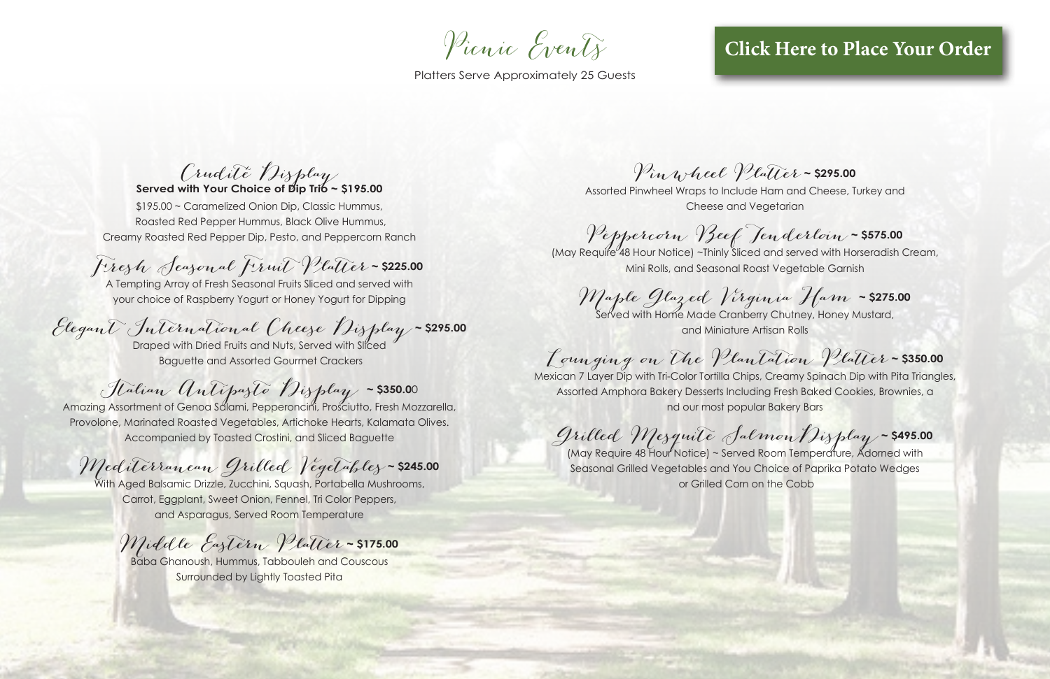# Picnic Events

Platters Serve Approximately 25 Guests

**Click Here to Place Your Order**

## Crudité Display

**Served with Your Choice of Dip Trio ~ $195.00**

$195.00 ~ Caramelized Onion Dip, Classic Hummus, Roasted Red Pepper Hummus, Black Olive Hummus, Creamy Roasted Red Pepper Dip, Pesto, and Peppercorn Ranch

## Fresh Seasonal Fruit Platter ~ $225.00

A Tempting Array of Fresh Seasonal Fruits Sliced and served with your choice of Raspberry Yogurt or Honey Yogurt for Dipping

## Elegant International Cheese Display ~ $295.00

Draped with Dried Fruits and Nuts, Served with Sliced Baguette and Assorted Gourmet Crackers

## Italian Antipasto Display ~ $350.00

Amazing Assortment of Genoa Salami, Pepperoncini, Prosciutto, Fresh Mozzarella, Provolone, Marinated Roasted Vegetables, Artichoke Hearts, Kalamata Olives. Accompanied by Toasted Crostini, and Sliced Baguette

## Mediterranean Grilled Vegetables ~ $245.00

With Aged Balsamic Drizzle, Zucchini, Squash, Portabella Mushrooms, Carrot, Eggplant, Sweet Onion, Fennel, Tri Color Peppers, and Asparagus, Served Room Temperature

## Middle Eastern Platter ~ $175.00

Baba Ghanoush, Hummus, Tabbouleh and Couscous Surrounded by Lightly Toasted Pita

## Pinwheel Platter ~ $295.00

Assorted Pinwheel Wraps to Include Ham and Cheese, Turkey and Cheese and Vegetarian

## Peppercorn Beef Tenderloin ~ $575.00

(May Require 48 Hour Notice) ~Thinly Sliced and served with Horseradish Cream, Mini Rolls, and Seasonal Roast Vegetable Garnish

## Maple Glazed Virginia Ham ~ $275.00

Served with Home Made Cranberry Chutney, Honey Mustard, and Miniature Artisan Rolls

## Lounging on the Plantation Platter ~ $350.00

Mexican 7 Layer Dip with Tri-Color Tortilla Chips, Creamy Spinach Dip with Pita Triangles, Assorted Amphora Bakery Desserts Including Fresh Baked Cookies, Brownies, a nd our most popular Bakery Bars

## Grilled Mesquite Salmon Display ~ $495.00

(May Require 48 Hour Notice) ~ Served Room Temperature, Adorned with Seasonal Grilled Vegetables and You Choice of Paprika Potato Wedges or Grilled Corn on the Cobb